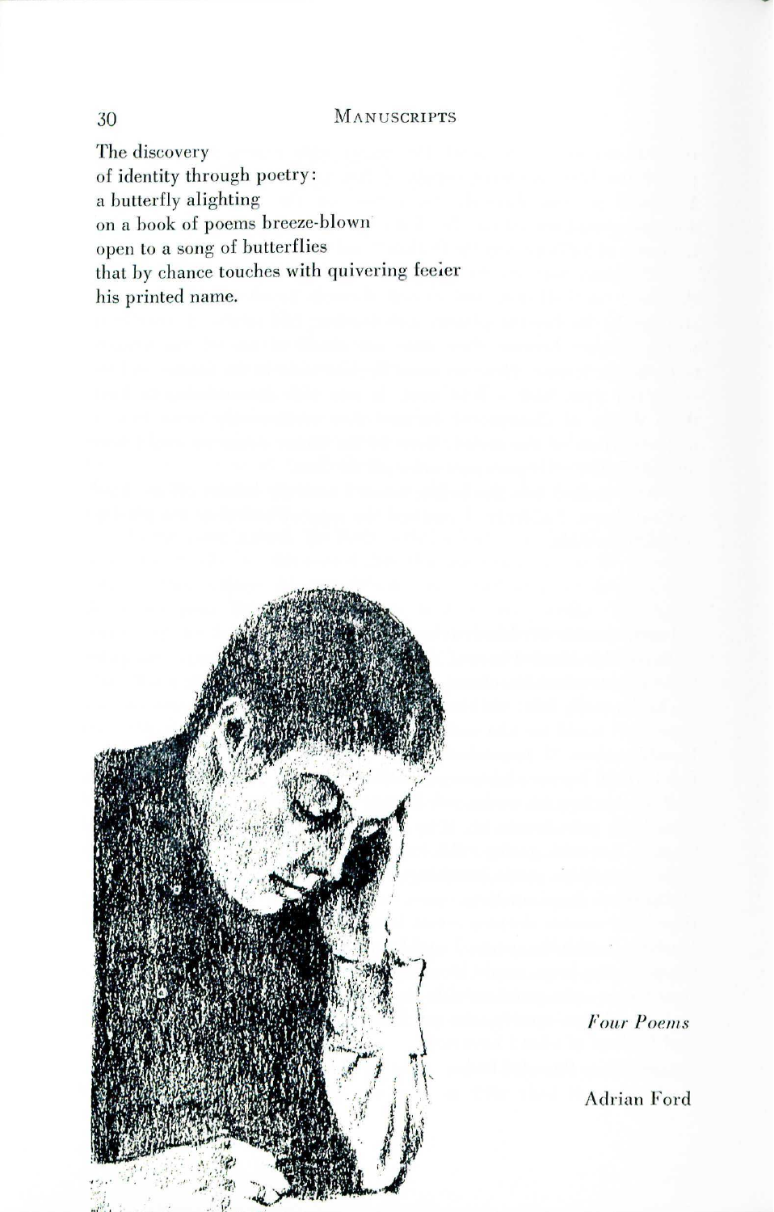The discovery
of identity through poetry:
a butterfly alighting
on a book of poems breeze-blown
open to a song of butterflies
that by chance touches with quivering feeler
his printed name.

*Four Poems*

Adrian Ford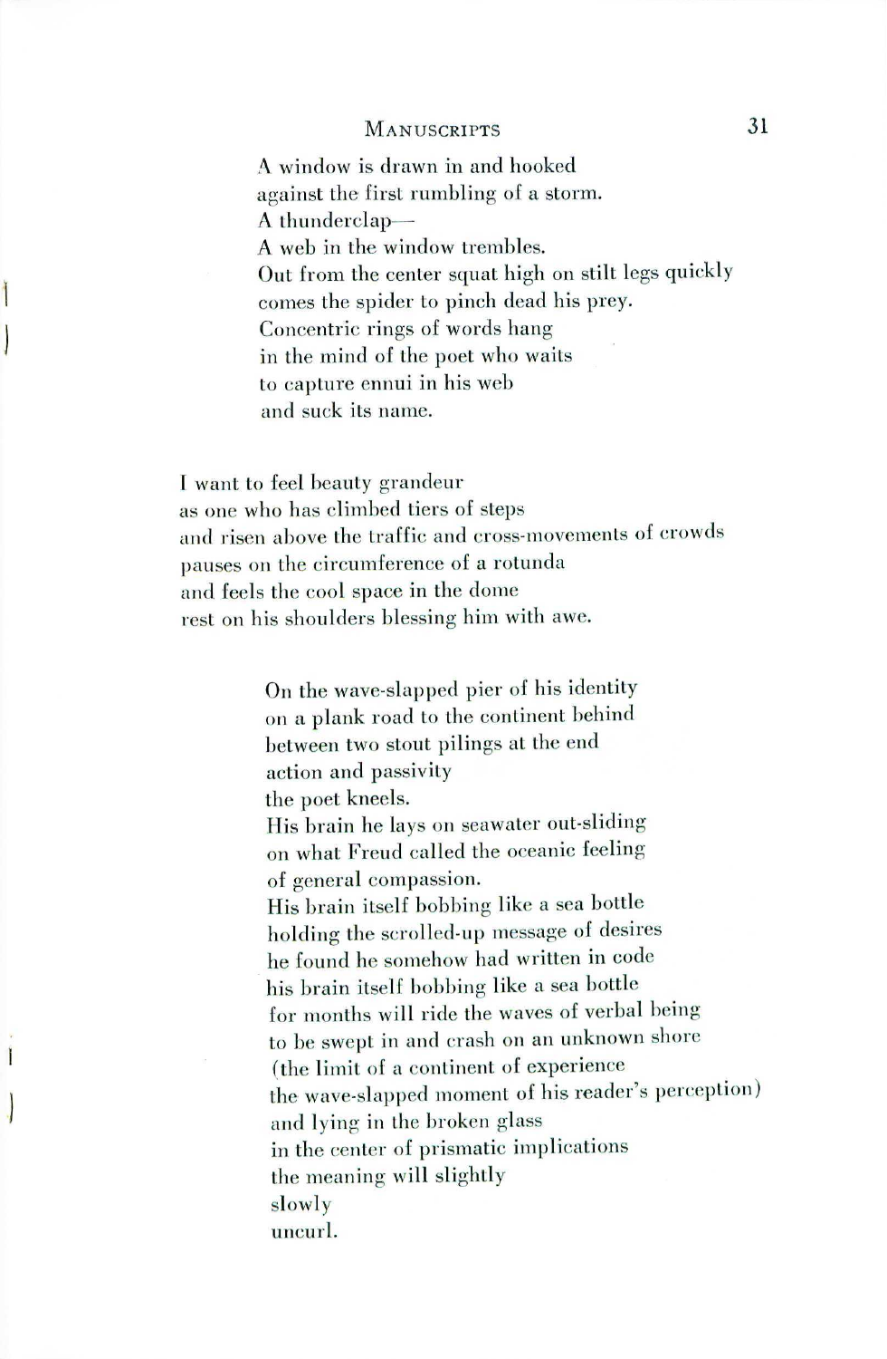A window is drawn in and hooked
against the first rumbling of a storm.
A thunderclap—
A web in the window trembles.
Out from the center squat high on stilt legs quickly
comes the spider to pinch dead his prey.
Concentric rings of words hang
in the mind of the poet who waits
to capture ennui in his web
and suck its name.

I want to feel beauty grandeur
as one who has climbed tiers of steps
and risen above the traffic and cross-movements of crowds
pauses on the circumference of a rotunda
and feels the cool space in the dome
rest on his shoulders blessing him with awe.

On the wave-slapped pier of his identity
on a plank road to the continent behind
between two stout pilings at the end
action and passivity
the poet kneels.
His brain he lays on seawater out-sliding
on what Freud called the oceanic feeling
of general compassion.
His brain itself bobbing like a sea bottle
holding the scrolled-up message of desires
he found he somehow had written in code
his brain itself bobbing like a sea bottle
for months will ride the waves of verbal being
to be swept in and crash on an unknown shore
(the limit of a continent of experience
the wave-slapped moment of his reader's perception)
and lying in the broken glass
in the center of prismatic implications
the meaning will slightly
slowly
uncurl.